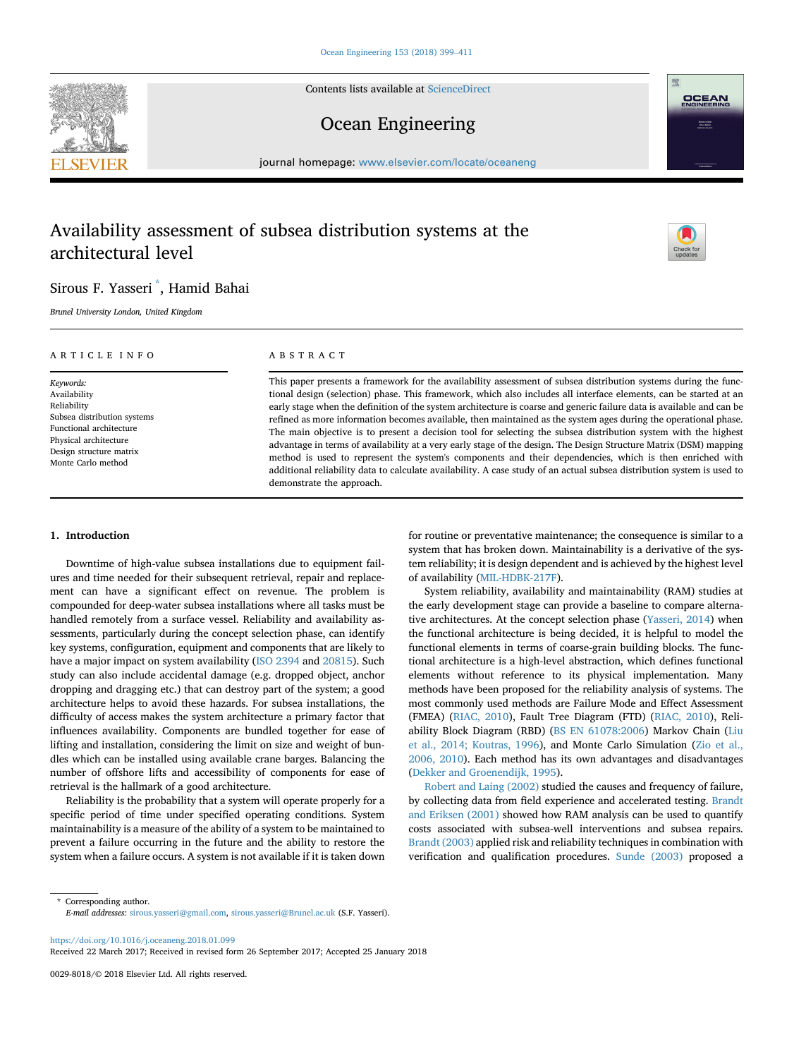# Availability assessment of subsea distribution systems at the architectural level

Sirous F. Yasseri *, Hamid Bahai

*Brunel University London, United Kingdom*

## ARTICLE INFO

*Keywords:*
Availability
Reliability
Subsea distribution systems
Functional architecture
Physical architecture
Design structure matrix
Monte Carlo method

## ABSTRACT

This paper presents a framework for the availability assessment of subsea distribution systems during the functional design (selection) phase. This framework, which also includes all interface elements, can be started at an early stage when the definition of the system architecture is coarse and generic failure data is available and can be refined as more information becomes available, then maintained as the system ages during the operational phase. The main objective is to present a decision tool for selecting the subsea distribution system with the highest advantage in terms of availability at a very early stage of the design. The Design Structure Matrix (DSM) mapping method is used to represent the system's components and their dependencies, which is then enriched with additional reliability data to calculate availability. A case study of an actual subsea distribution system is used to demonstrate the approach.

## 1. Introduction

Downtime of high-value subsea installations due to equipment failures and time needed for their subsequent retrieval, repair and replacement can have a significant effect on revenue. The problem is compounded for deep-water subsea installations where all tasks must be handled remotely from a surface vessel. Reliability and availability assessments, particularly during the concept selection phase, can identify key systems, configuration, equipment and components that are likely to have a major impact on system availability (ISO 2394 and 20815). Such study can also include accidental damage (e.g. dropped object, anchor dropping and dragging etc.) that can destroy part of the system; a good architecture helps to avoid these hazards. For subsea installations, the difficulty of access makes the system architecture a primary factor that influences availability. Components are bundled together for ease of lifting and installation, considering the limit on size and weight of bundles which can be installed using available crane barges. Balancing the number of offshore lifts and accessibility of components for ease of retrieval is the hallmark of a good architecture.

Reliability is the probability that a system will operate properly for a specific period of time under specified operating conditions. System maintainability is a measure of the ability of a system to be maintained to prevent a failure occurring in the future and the ability to restore the system when a failure occurs. A system is not available if it is taken down for routine or preventative maintenance; the consequence is similar to a system that has broken down. Maintainability is a derivative of the system reliability; it is design dependent and is achieved by the highest level of availability (MIL-HDBK-217F).

System reliability, availability and maintainability (RAM) studies at the early development stage can provide a baseline to compare alternative architectures. At the concept selection phase (Yasseri, 2014) when the functional architecture is being decided, it is helpful to model the functional elements in terms of coarse-grain building blocks. The functional architecture is a high-level abstraction, which defines functional elements without reference to its physical implementation. Many methods have been proposed for the reliability analysis of systems. The most commonly used methods are Failure Mode and Effect Assessment (FMEA) (RIAC, 2010), Fault Tree Diagram (FTD) (RIAC, 2010), Reliability Block Diagram (RBD) (BS EN 61078:2006) Markov Chain (Liu et al., 2014; Koutras, 1996), and Monte Carlo Simulation (Zio et al., 2006, 2010). Each method has its own advantages and disadvantages (Dekker and Groenendijk, 1995).

Robert and Laing (2002) studied the causes and frequency of failure, by collecting data from field experience and accelerated testing. Brandt and Eriksen (2001) showed how RAM analysis can be used to quantify costs associated with subsea-well interventions and subsea repairs. Brandt (2003) applied risk and reliability techniques in combination with verification and qualification procedures. Sunde (2003) proposed a

* Corresponding author.
*E-mail addresses:* sirous.yasseri@gmail.com, sirous.yasseri@Brunel.ac.uk (S.F. Yasseri).

https://doi.org/10.1016/j.oceaneng.2018.01.099
Received 22 March 2017; Received in revised form 26 September 2017; Accepted 25 January 2018

0029-8018/© 2018 Elsevier Ltd. All rights reserved.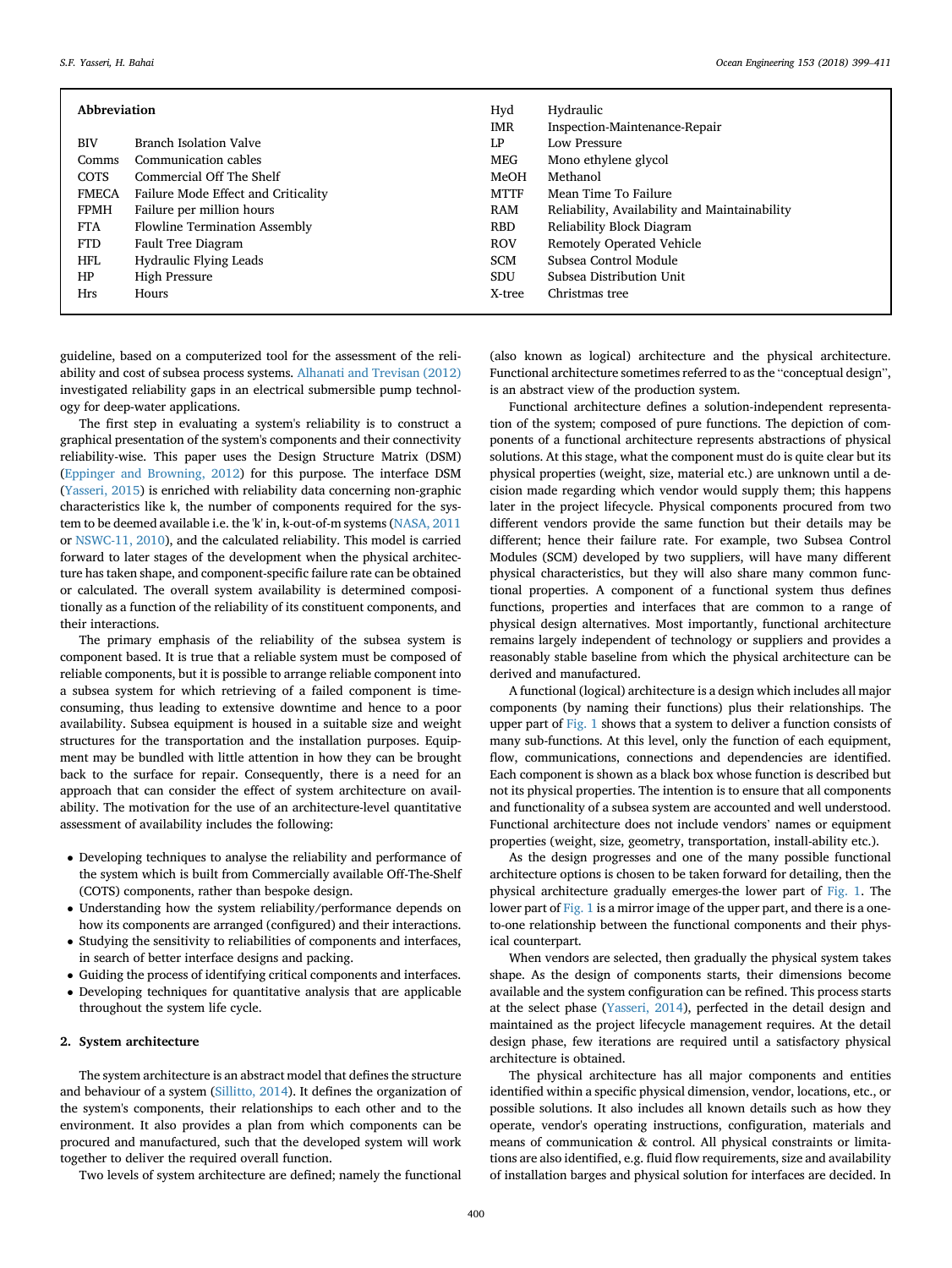**Abbreviation**

| | |
|---|---|
| BIV | Branch Isolation Valve |
| Comms | Communication cables |
| COTS | Commercial Off The Shelf |
| FMECA | Failure Mode Effect and Criticality |
| FPMH | Failure per million hours |
| FTA | Flowline Termination Assembly |
| FTD | Fault Tree Diagram |
| HFL | Hydraulic Flying Leads |
| HP | High Pressure |
| Hrs | Hours |
| Hyd | Hydraulic |
| IMR | Inspection-Maintenance-Repair |
| LP | Low Pressure |
| MEG | Mono ethylene glycol |
| MeOH | Methanol |
| MTTF | Mean Time To Failure |
| RAM | Reliability, Availability and Maintainability |
| RBD | Reliability Block Diagram |
| ROV | Remotely Operated Vehicle |
| SCM | Subsea Control Module |
| SDU | Subsea Distribution Unit |
| X-tree | Christmas tree |

guideline, based on a computerized tool for the assessment of the reliability and cost of subsea process systems. Alhanati and Trevisan (2012) investigated reliability gaps in an electrical submersible pump technology for deep-water applications.

The first step in evaluating a system's reliability is to construct a graphical presentation of the system's components and their connectivity reliability-wise. This paper uses the Design Structure Matrix (DSM) (Eppinger and Browning, 2012) for this purpose. The interface DSM (Yasseri, 2015) is enriched with reliability data concerning non-graphic characteristics like k, the number of components required for the system to be deemed available i.e. the 'k' in, k-out-of-m systems (NASA, 2011 or NSWC-11, 2010), and the calculated reliability. This model is carried forward to later stages of the development when the physical architecture has taken shape, and component-specific failure rate can be obtained or calculated. The overall system availability is determined compositionally as a function of the reliability of its constituent components, and their interactions.

The primary emphasis of the reliability of the subsea system is component based. It is true that a reliable system must be composed of reliable components, but it is possible to arrange reliable component into a subsea system for which retrieving of a failed component is time-consuming, thus leading to extensive downtime and hence to a poor availability. Subsea equipment is housed in a suitable size and weight structures for the transportation and the installation purposes. Equipment may be bundled with little attention in how they can be brought back to the surface for repair. Consequently, there is a need for an approach that can consider the effect of system architecture on availability. The motivation for the use of an architecture-level quantitative assessment of availability includes the following:

- Developing techniques to analyse the reliability and performance of the system which is built from Commercially available Off-The-Shelf (COTS) components, rather than bespoke design.
- Understanding how the system reliability/performance depends on how its components are arranged (configured) and their interactions.
- Studying the sensitivity to reliabilities of components and interfaces, in search of better interface designs and packing.
- Guiding the process of identifying critical components and interfaces.
- Developing techniques for quantitative analysis that are applicable throughout the system life cycle.

## 2. System architecture

The system architecture is an abstract model that defines the structure and behaviour of a system (Sillitto, 2014). It defines the organization of the system's components, their relationships to each other and to the environment. It also provides a plan from which components can be procured and manufactured, such that the developed system will work together to deliver the required overall function.

Two levels of system architecture are defined; namely the functional (also known as logical) architecture and the physical architecture. Functional architecture sometimes referred to as the "conceptual design", is an abstract view of the production system.

Functional architecture defines a solution-independent representation of the system; composed of pure functions. The depiction of components of a functional architecture represents abstractions of physical solutions. At this stage, what the component must do is quite clear but its physical properties (weight, size, material etc.) are unknown until a decision made regarding which vendor would supply them; this happens later in the project lifecycle. Physical components procured from two different vendors provide the same function but their details may be different; hence their failure rate. For example, two Subsea Control Modules (SCM) developed by two suppliers, will have many different physical characteristics, but they will also share many common functional properties. A component of a functional system thus defines functions, properties and interfaces that are common to a range of physical design alternatives. Most importantly, functional architecture remains largely independent of technology or suppliers and provides a reasonably stable baseline from which the physical architecture can be derived and manufactured.

A functional (logical) architecture is a design which includes all major components (by naming their functions) plus their relationships. The upper part of Fig. 1 shows that a system to deliver a function consists of many sub-functions. At this level, only the function of each equipment, flow, communications, connections and dependencies are identified. Each component is shown as a black box whose function is described but not its physical properties. The intention is to ensure that all components and functionality of a subsea system are accounted and well understood. Functional architecture does not include vendors' names or equipment properties (weight, size, geometry, transportation, install-ability etc.).

As the design progresses and one of the many possible functional architecture options is chosen to be taken forward for detailing, then the physical architecture gradually emerges-the lower part of Fig. 1. The lower part of Fig. 1 is a mirror image of the upper part, and there is a one-to-one relationship between the functional components and their physical counterpart.

When vendors are selected, then gradually the physical system takes shape. As the design of components starts, their dimensions become available and the system configuration can be refined. This process starts at the select phase (Yasseri, 2014), perfected in the detail design and maintained as the project lifecycle management requires. At the detail design phase, few iterations are required until a satisfactory physical architecture is obtained.

The physical architecture has all major components and entities identified within a specific physical dimension, vendor, locations, etc., or possible solutions. It also includes all known details such as how they operate, vendor's operating instructions, configuration, materials and means of communication & control. All physical constraints or limitations are also identified, e.g. fluid flow requirements, size and availability of installation barges and physical solution for interfaces are decided. In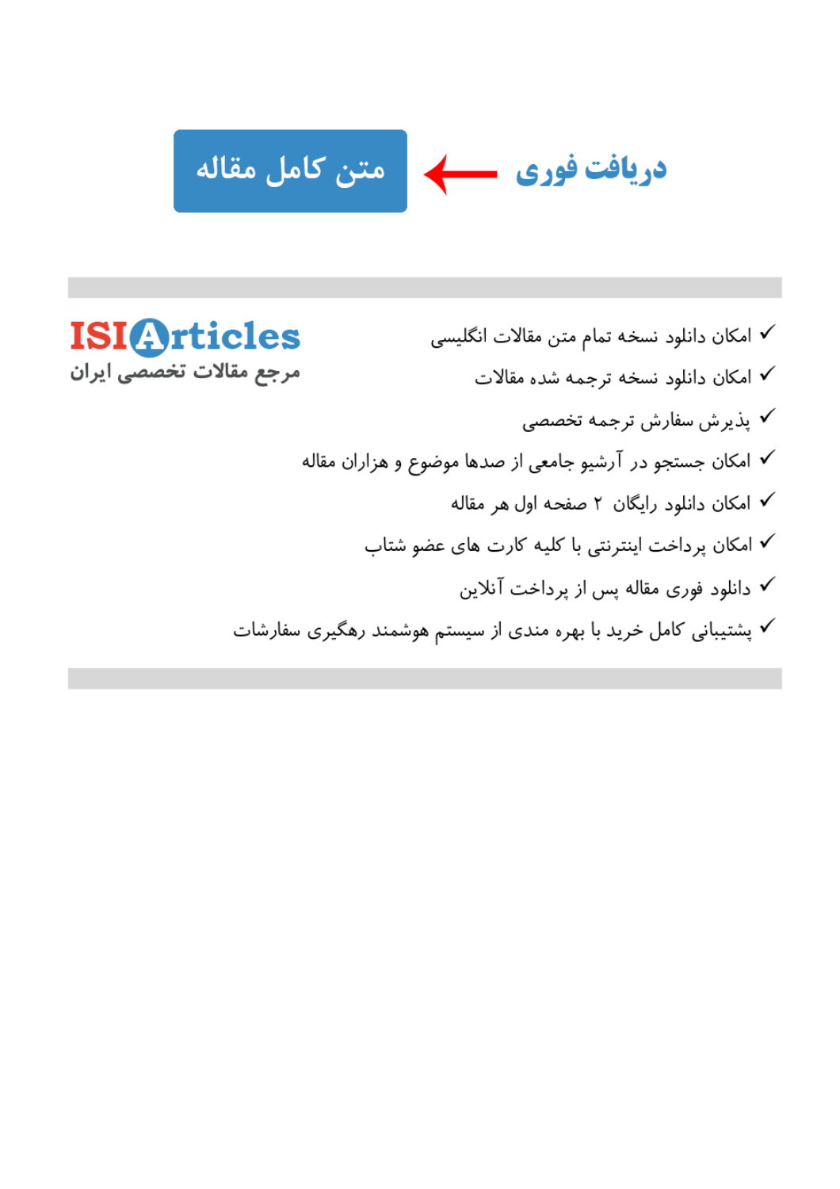دریافت فوری ← متن کامل مقاله

**ISIArticles**
مرجع مقالات تخصصی ایران

- ✓ امکان دانلود نسخه تمام متن مقالات انگلیسی
- ✓ امکان دانلود نسخه ترجمه شده مقالات
- ✓ پذیرش سفارش ترجمه تخصصی
- ✓ امکان جستجو در آرشیو جامعی از صدها موضوع و هزاران مقاله
- ✓ امکان دانلود رایگان ۲ صفحه اول هر مقاله
- ✓ امکان پرداخت اینترنتی با کلیه کارت های عضو شتاب
- ✓ دانلود فوری مقاله پس از پرداخت آنلاین
- ✓ پشتیبانی کامل خرید با بهره مندی از سیستم هوشمند رهگیری سفارشات